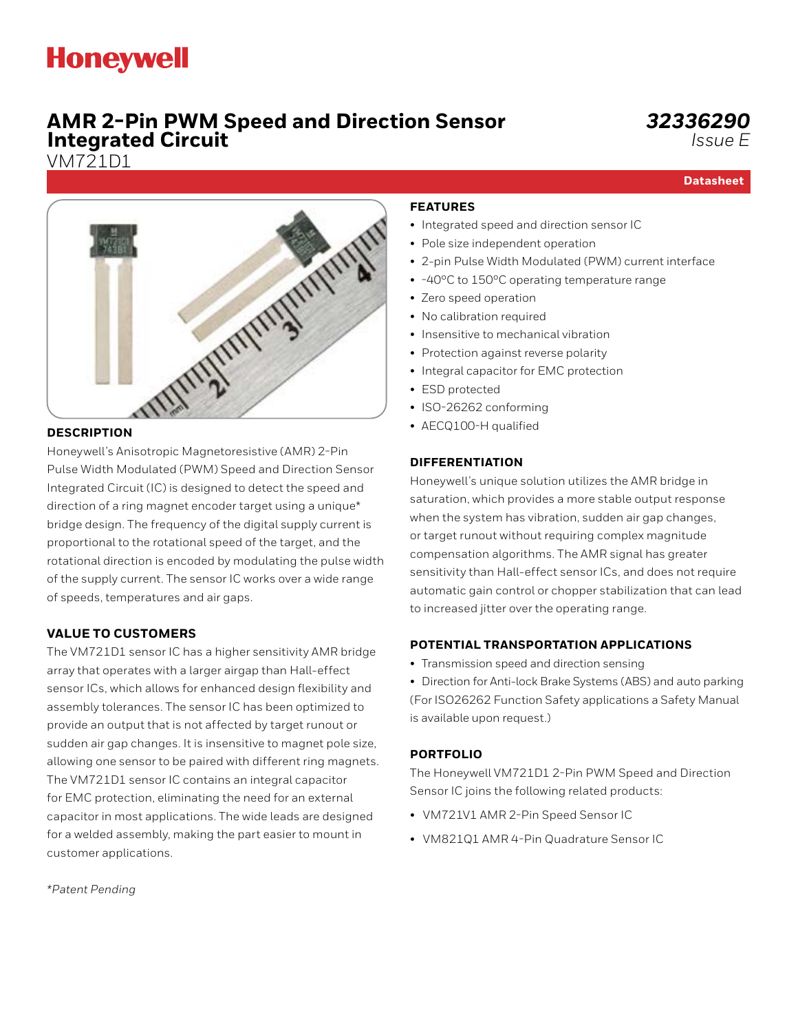# AMR 2-Pin PWM Speed and Direction Sensor Integrated Circuit

VM721D1

*32336290*
*Issue E*

**Datasheet**

## DESCRIPTION

Honeywell's Anisotropic Magnetoresistive (AMR) 2-Pin Pulse Width Modulated (PWM) Speed and Direction Sensor Integrated Circuit (IC) is designed to detect the speed and direction of a ring magnet encoder target using a unique* bridge design. The frequency of the digital supply current is proportional to the rotational speed of the target, and the rotational direction is encoded by modulating the pulse width of the supply current. The sensor IC works over a wide range of speeds, temperatures and air gaps.

## VALUE TO CUSTOMERS

The VM721D1 sensor IC has a higher sensitivity AMR bridge array that operates with a larger airgap than Hall-effect sensor ICs, which allows for enhanced design flexibility and assembly tolerances. The sensor IC has been optimized to provide an output that is not affected by target runout or sudden air gap changes. It is insensitive to magnet pole size, allowing one sensor to be paired with different ring magnets. The VM721D1 sensor IC contains an integral capacitor for EMC protection, eliminating the need for an external capacitor in most applications. The wide leads are designed for a welded assembly, making the part easier to mount in customer applications.

*Patent Pending*

## FEATURES

- Integrated speed and direction sensor IC
- Pole size independent operation
- 2-pin Pulse Width Modulated (PWM) current interface
- -40°C to 150°C operating temperature range
- Zero speed operation
- No calibration required
- Insensitive to mechanical vibration
- Protection against reverse polarity
- Integral capacitor for EMC protection
- ESD protected
- ISO-26262 conforming
- AECQ100-H qualified

## DIFFERENTIATION

Honeywell's unique solution utilizes the AMR bridge in saturation, which provides a more stable output response when the system has vibration, sudden air gap changes, or target runout without requiring complex magnitude compensation algorithms. The AMR signal has greater sensitivity than Hall-effect sensor ICs, and does not require automatic gain control or chopper stabilization that can lead to increased jitter over the operating range.

## POTENTIAL TRANSPORTATION APPLICATIONS

- Transmission speed and direction sensing
- Direction for Anti-lock Brake Systems (ABS) and auto parking

(For ISO26262 Function Safety applications a Safety Manual is available upon request.)

## PORTFOLIO

The Honeywell VM721D1 2-Pin PWM Speed and Direction Sensor IC joins the following related products:

- VM721V1 AMR 2-Pin Speed Sensor IC
- VM821Q1 AMR 4-Pin Quadrature Sensor IC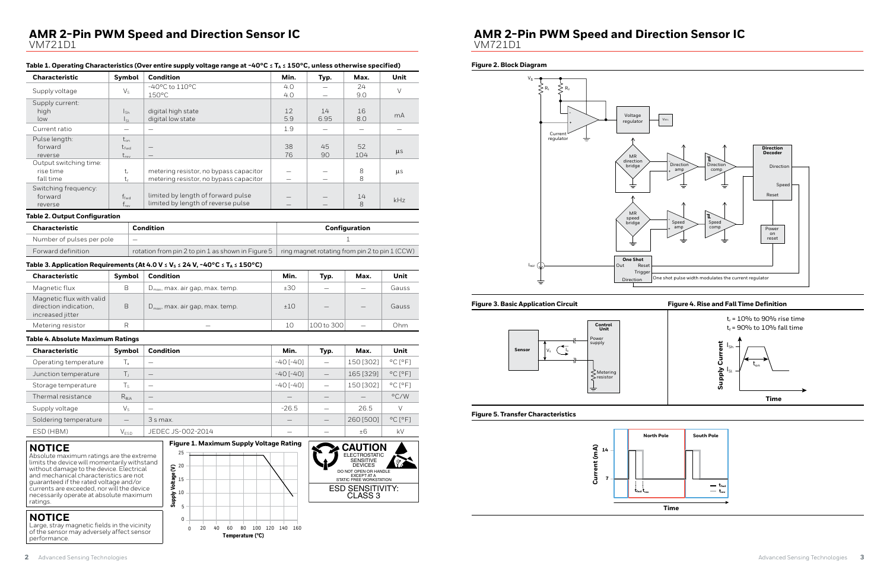# AMR 2-Pin PWM Speed and Direction Sensor IC

VM721D1

**Table 1. Operating Characteristics (Over entire supply voltage range at -40°C ≤ $T_A$ ≤ 150°C, unless otherwise specified)**

| Characteristic | Symbol | Condition | Min. | Typ. | Max. | Unit |
|---|---|---|---|---|---|---|
| Supply voltage | $V_S$ | -40°C to 110°C<br>150°C | 4.0<br>4.0 | —<br>— | 24<br>9.0 | V |
| Supply current:<br>high<br>low | <br>$I_{Sh}$<br>$I_{Sl}$ | <br>digital high state<br>digital low state | <br>12<br>5.9 | <br>14<br>6.95 | <br>16<br>8.0 | mA |
| Current ratio | — | — | 1.9 | — | — | — |
| Pulse length:<br>forward<br>reverse | $t_{on}$<br>$t_{fwd}$<br>$t_{rev}$ | <br>—<br>— | <br>38<br>76 | <br>45<br>90 | <br>52<br>104 | µs |
| Output switching time:<br>rise time<br>fall time | <br>$t_r$<br>$t_f$ | <br>metering resistor, no bypass capacitor<br>metering resistor, no bypass capacitor | <br>—<br>— | <br>—<br>— | <br>8<br>8 | µs |
| Switching frequency:<br>forward<br>reverse | <br>$f_{fwd}$<br>$f_{rev}$ | <br>limited by length of forward pulse<br>limited by length of reverse pulse | <br>—<br>— | <br>—<br>— | <br>14<br>8 | kHz |

**Table 2. Output Configuration**

| Characteristic | Condition | Configuration |
|---|---|---|
| Number of pulses per pole | — | 1 |
| Forward definition | rotation from pin 2 to pin 1 as shown in Figure 5 | ring magnet rotating from pin 2 to pin 1 (CCW) |

**Table 3. Application Requirements (At 4.0 V ≤ $V_S$ ≤ 24 V, -40°C ≤ $T_A$ ≤ 150°C)**

| Characteristic | Symbol | Condition | Min. | Typ. | Max. | Unit |
|---|---|---|---|---|---|---|
| Magnetic flux | B | $D_{max}$, max. air gap, max. temp. | ±30 | — | — | Gauss |
| Magnetic flux with valid direction indication, increased jitter | B | $D_{max}$, max. air gap, max. temp. | ±10 | — | — | Gauss |
| Metering resistor | R | — | 10 | 100 to 300 | — | Ohm |

**Table 4. Absolute Maximum Ratings**

| Characteristic | Symbol | Condition | Min. | Typ. | Max. | Unit |
|---|---|---|---|---|---|---|
| Operating temperature | $T_a$ | — | -40 [-40] | — | 150 [302] | °C [°F] |
| Junction temperature | $T_J$ | — | -40 [-40] | — | 165 [329] | °C [°F] |
| Storage temperature | $T_S$ | — | -40 [-40] | — | 150 [302] | °C [°F] |
| Thermal resistance | $R_{\theta JA}$ | — | — | — | — | °C/W |
| Supply voltage | $V_S$ | — | -26.5 | — | 26.5 | V |
| Soldering temperature | — | 3 s max. | — | — | 260 [500] | °C [°F] |
| ESD (HBM) | $V_{ESD}$ | JEDEC JS-002-2014 | — | — | ±6 | kV |

**NOTICE**

Absolute maximum ratings are the extreme limits the device will momentarily withstand without damage to the device. Electrical and mechanical characteristics are not guaranteed if the rated voltage and/or currents are exceeded, nor will the device necessarily operate at absolute maximum ratings.

**NOTICE**

Large, stray magnetic fields in the vicinity of the sensor may adversely affect sensor performance.

**Figure 1. Maximum Supply Voltage Rating**

**CAUTION**
ELECTROSTATIC SENSITIVE DEVICES
DO NOT OPEN OR HANDLE EXCEPT AT A STATIC FREE WORKSTATION
ESD SENSITIVITY: CLASS 3

# AMR 2-Pin PWM Speed and Direction Sensor IC

VM721D1

**Figure 2. Block Diagram**

**Figure 3. Basic Application Circuit**

**Figure 4. Rise and Fall Time Definition**

$t_r$ = 10% to 90% rise time
$t_f$ = 90% to 10% fall time

**Figure 5. Transfer Characteristics**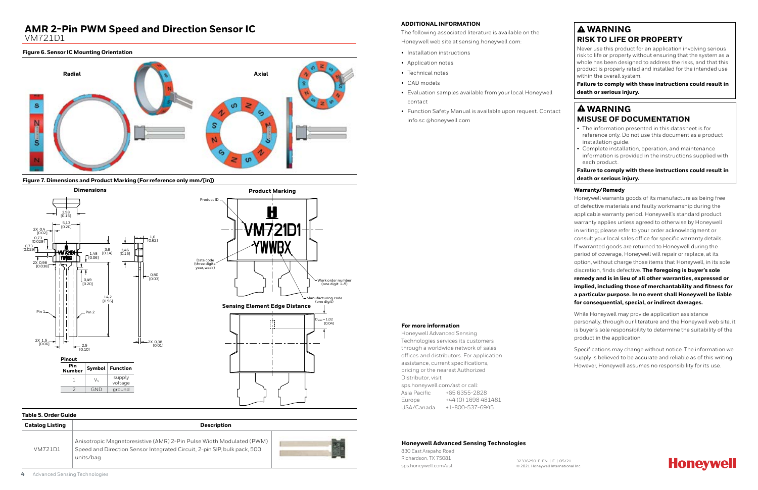# AMR 2-Pin PWM Speed and Direction Sensor IC

VM721D1

**Figure 6. Sensor IC Mounting Orientation**

Radial

Axial

**Figure 7. Dimensions and Product Marking (For reference only mm/[in])**

Dimensions

Product Marking

**Pinout**

| Pin Number | Symbol | Function |
|---|---|---|
| 1 | $V_S$ | supply voltage |
| 2 | GND | ground |

**Table 5. Order Guide**

| Catalog Listing | Description |
|---|---|
| VM721D1 | Anisotropic Magnetoresistive (AMR) 2-Pin Pulse Width Modulated (PWM) Speed and Direction Sensor Integrated Circuit, 2-pin SIP, bulk pack, 500 units/bag |

**ADDITIONAL INFORMATION**

The following associated literature is available on the Honeywell web site at sensing.honeywell.com:

- Installation instructions
- Application notes
- Technical notes
- CAD models
- Evaluation samples available from your local Honeywell contact
- Function Safety Manual is available upon request. Contact info.sc @honeywell.com

**For more information**

Honeywell Advanced Sensing Technologies services its customers through a worldwide network of sales offices and distributors. For application assistance, current specifications, pricing or the nearest Authorized Distributor, visit sps.honeywell.com/ast or call:

Asia Pacific +65 6355-2828
Europe +44 (0) 1698 481481
USA/Canada +1-800-537-6945

**Honeywell Advanced Sensing Technologies**

830 East Arapaho Road
Richardson, TX 75081
sps.honeywell.com/ast

32336290-E-EN | E | 05/21
© 2021 Honeywell International Inc.

## ⚠ WARNING
## RISK TO LIFE OR PROPERTY

Never use this product for an application involving serious risk to life or property without ensuring that the system as a whole has been designed to address the risks, and that this product is properly rated and installed for the intended use within the overall system.

**Failure to comply with these instructions could result in death or serious injury.**

## ⚠ WARNING
## MISUSE OF DOCUMENTATION

- The information presented in this datasheet is for reference only. Do not use this document as a product installation guide.
- Complete installation, operation, and maintenance information is provided in the instructions supplied with each product.

**Failure to comply with these instructions could result in death or serious injury.**

**Warranty/Remedy**

Honeywell warrants goods of its manufacture as being free of defective materials and faulty workmanship during the applicable warranty period. Honeywell's standard product warranty applies unless agreed to otherwise by Honeywell in writing; please refer to your order acknowledgment or consult your local sales office for specific warranty details. If warranted goods are returned to Honeywell during the period of coverage, Honeywell will repair or replace, at its option, without charge those items that Honeywell, in its sole discretion, finds defective. **The foregoing is buyer's sole remedy and is in lieu of all other warranties, expressed or implied, including those of merchantability and fitness for a particular purpose. In no event shall Honeywell be liable for consequential, special, or indirect damages.**

While Honeywell may provide application assistance personally, through our literature and the Honeywell web site, it is buyer's sole responsibility to determine the suitability of the product in the application.

Specifications may change without notice. The information we supply is believed to be accurate and reliable as of this writing. However, Honeywell assumes no responsibility for its use.